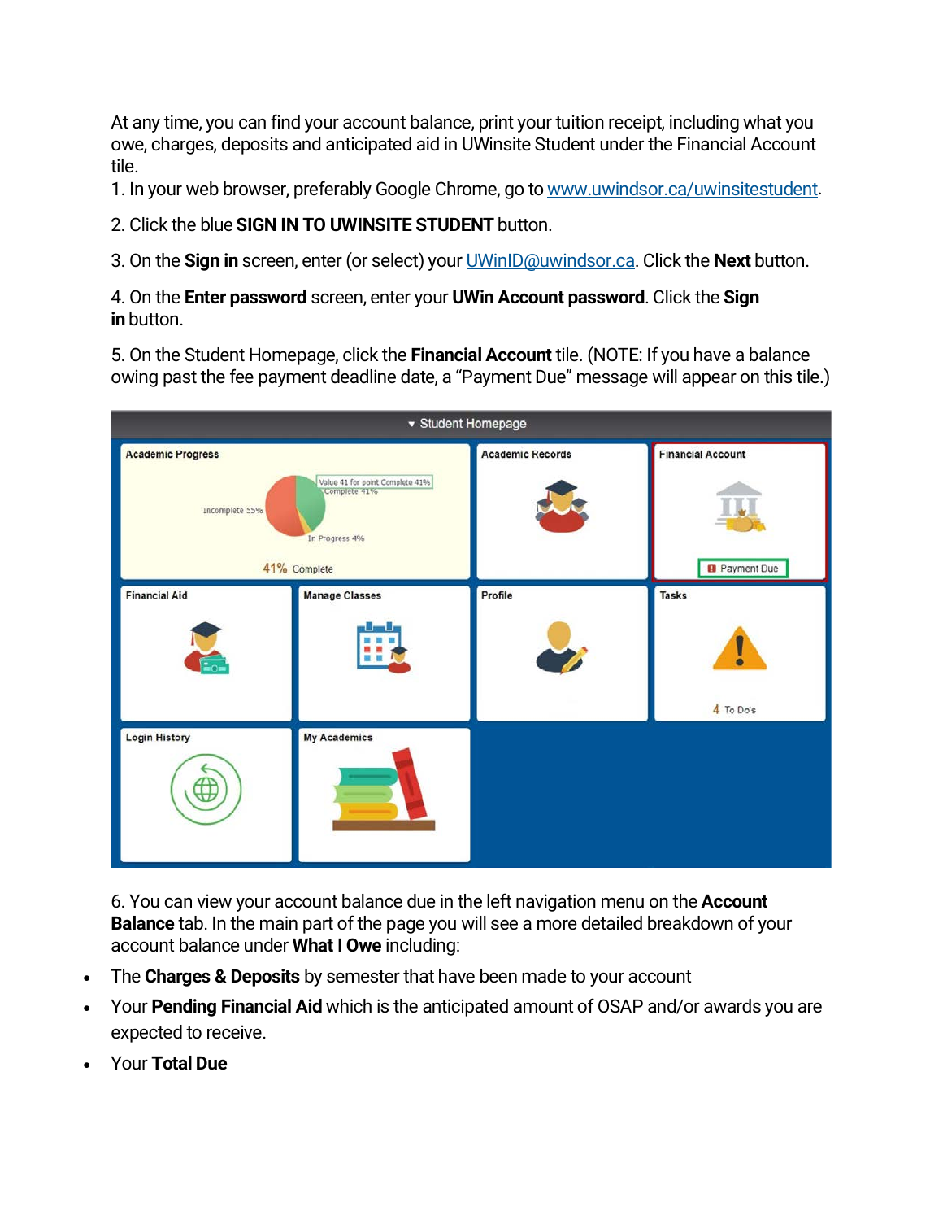At any time, you can find your account balance, print your tuition receipt, including what you owe, charges, deposits and anticipated aid in UWinsite Student under the Financial Account tile.

1. In your web browser, preferably Google Chrome, go to [www.uwindsor.ca/uwinsitestudent](http://www.uwindsor.ca/uwinsitestudent).

2. Click the blue **SIGN IN TO UWINSITE STUDENT** button.

3. On the **Sign in** screen, enter (or select) your [UWinID@uwindsor.ca](mailto:UWinID@uwindsor.ca). Click the **Next** button.

4. On the **Enter password** screen, enter your **UWin Account password**. Click the **Sign in** button.

5. On the Student Homepage, click the **Financial Account** tile. (NOTE: If you have a balance owing past the fee payment deadline date, a "Payment Due" message will appear on this tile.)

6. You can view your account balance due in the left navigation menu on the **Account Balance** tab. In the main part of the page you will see a more detailed breakdown of your account balance under **What I Owe** including:

- The **Charges & Deposits** by semester that have been made to your account
- Your **Pending Financial Aid** which is the anticipated amount of OSAP and/or awards you are expected to receive.
- Your **Total Due**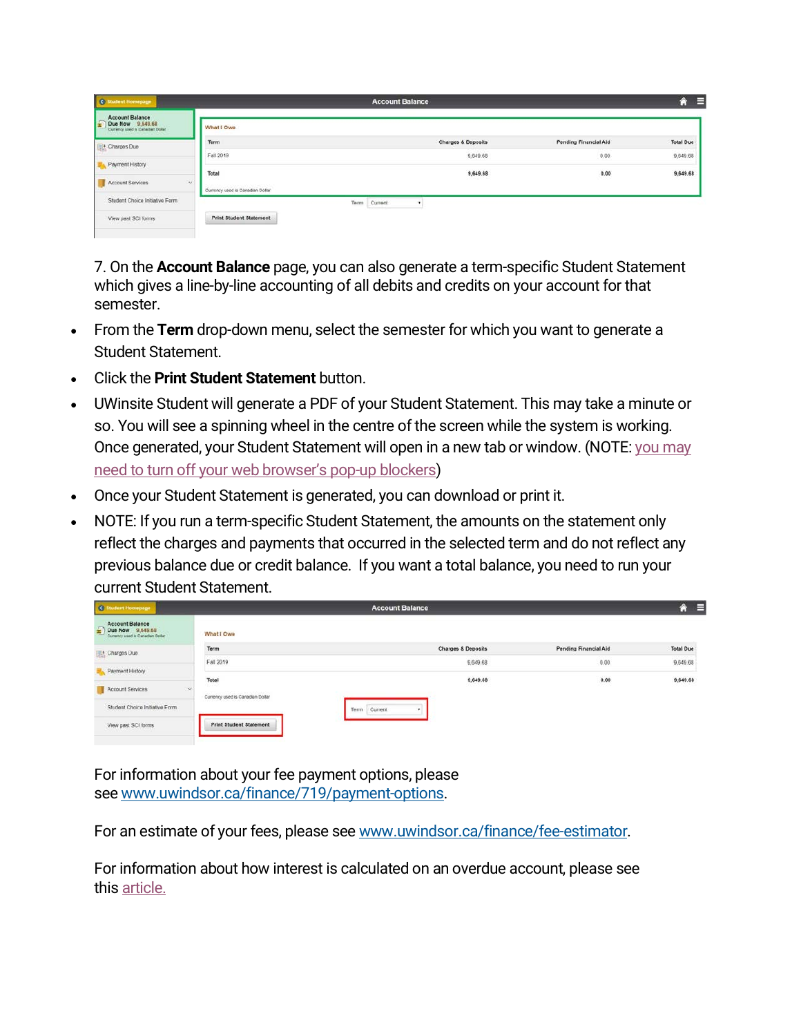7. On the **Account Balance** page, you can also generate a term-specific Student Statement which gives a line-by-line accounting of all debits and credits on your account for that semester.

- From the **Term** drop-down menu, select the semester for which you want to generate a Student Statement.
- Click the **Print Student Statement** button.
- UWinsite Student will generate a PDF of your Student Statement. This may take a minute or so. You will see a spinning wheel in the centre of the screen while the system is working. Once generated, your Student Statement will open in a new tab or window. (NOTE: you may need to turn off your web browser's pop-up blockers)
- Once your Student Statement is generated, you can download or print it.
- NOTE: If you run a term-specific Student Statement, the amounts on the statement only reflect the charges and payments that occurred in the selected term and do not reflect any previous balance due or credit balance. If you want a total balance, you need to run your current Student Statement.

For information about your fee payment options, please see www.uwindsor.ca/finance/719/payment-options.

For an estimate of your fees, please see www.uwindsor.ca/finance/fee-estimator.

For information about how interest is calculated on an overdue account, please see this article.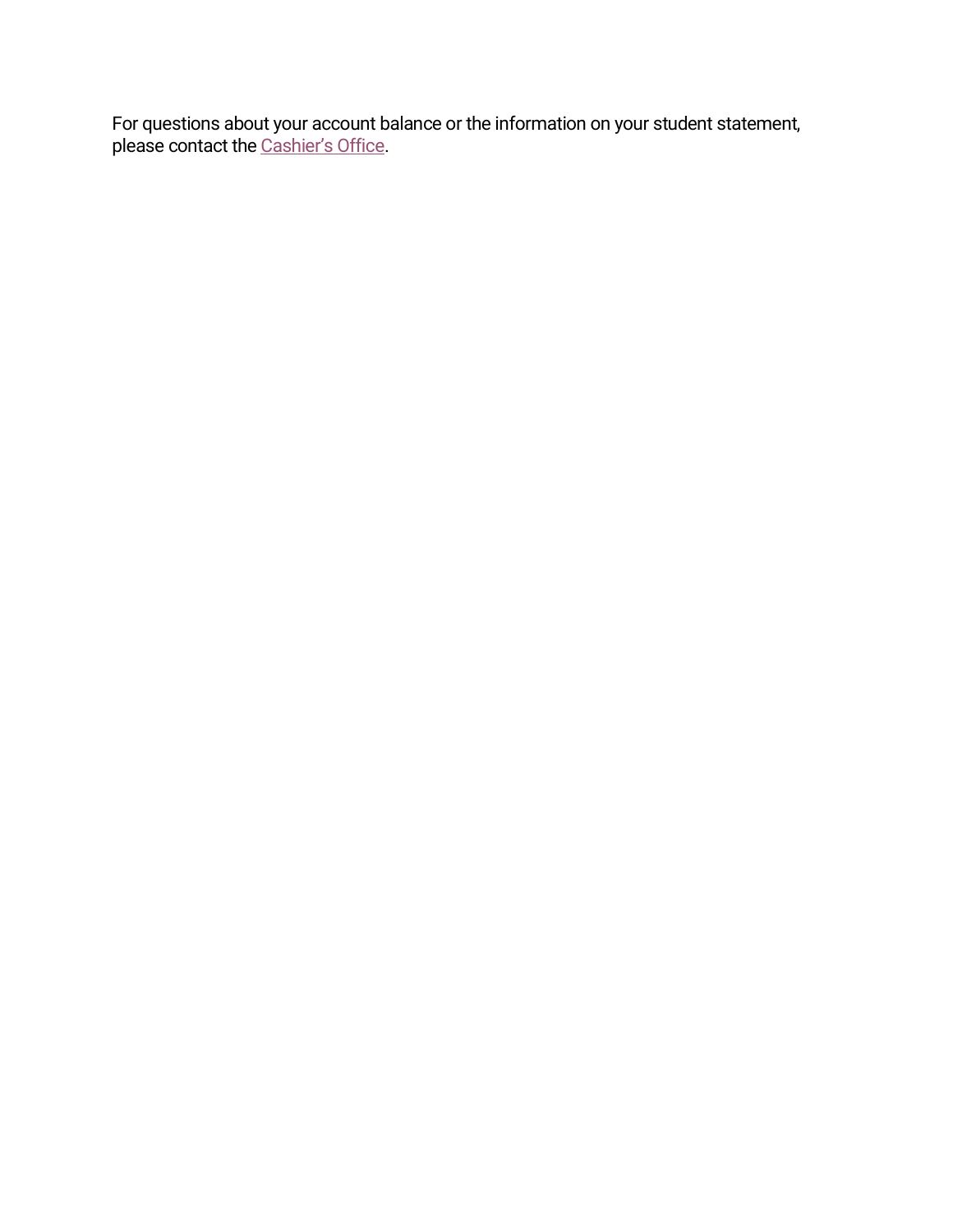For questions about your account balance or the information on your student statement, please contact the Cashier's Office.